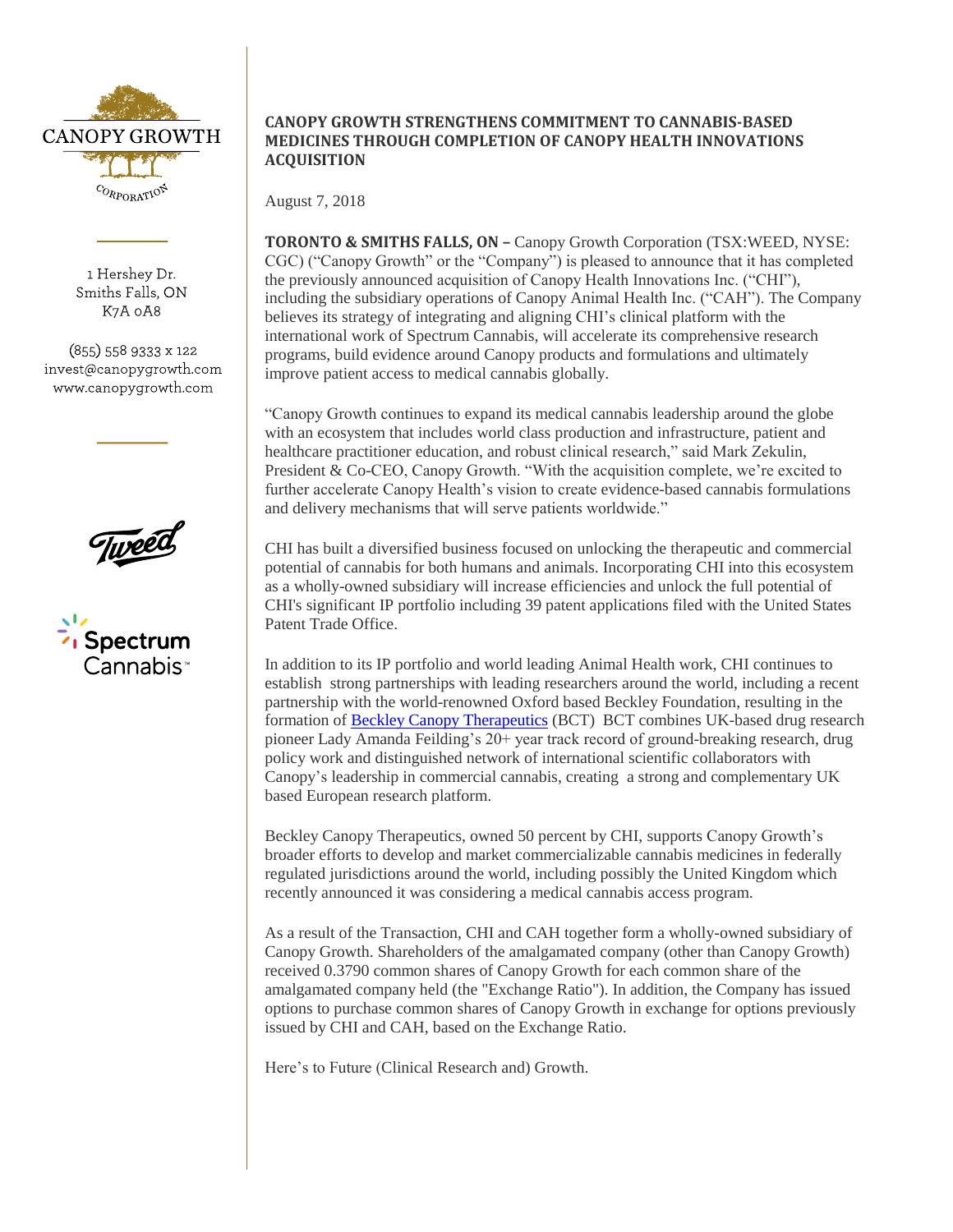CANOPY GROWTH

CORPORATION

1 Hershey Dr.
Smiths Falls, ON
K7A 0A8

(855) 558 9333 x 122
invest@canopygrowth.com
www.canopygrowth.com

# CANOPY GROWTH STRENGTHENS COMMITMENT TO CANNABIS-BASED MEDICINES THROUGH COMPLETION OF CANOPY HEALTH INNOVATIONS ACQUISITION

August 7, 2018

**TORONTO & SMITHS FALLS, ON –** Canopy Growth Corporation (TSX:WEED, NYSE: CGC) ("Canopy Growth" or the "Company") is pleased to announce that it has completed the previously announced acquisition of Canopy Health Innovations Inc. ("CHI"), including the subsidiary operations of Canopy Animal Health Inc. ("CAH"). The Company believes its strategy of integrating and aligning CHI's clinical platform with the international work of Spectrum Cannabis, will accelerate its comprehensive research programs, build evidence around Canopy products and formulations and ultimately improve patient access to medical cannabis globally.

"Canopy Growth continues to expand its medical cannabis leadership around the globe with an ecosystem that includes world class production and infrastructure, patient and healthcare practitioner education, and robust clinical research," said Mark Zekulin, President & Co-CEO, Canopy Growth. "With the acquisition complete, we're excited to further accelerate Canopy Health's vision to create evidence-based cannabis formulations and delivery mechanisms that will serve patients worldwide."

CHI has built a diversified business focused on unlocking the therapeutic and commercial potential of cannabis for both humans and animals. Incorporating CHI into this ecosystem as a wholly-owned subsidiary will increase efficiencies and unlock the full potential of CHI's significant IP portfolio including 39 patent applications filed with the United States Patent Trade Office.

In addition to its IP portfolio and world leading Animal Health work, CHI continues to establish strong partnerships with leading researchers around the world, including a recent partnership with the world-renowned Oxford based Beckley Foundation, resulting in the formation of Beckley Canopy Therapeutics (BCT) BCT combines UK-based drug research pioneer Lady Amanda Feilding's 20+ year track record of ground-breaking research, drug policy work and distinguished network of international scientific collaborators with Canopy's leadership in commercial cannabis, creating a strong and complementary UK based European research platform.

Beckley Canopy Therapeutics, owned 50 percent by CHI, supports Canopy Growth's broader efforts to develop and market commercializable cannabis medicines in federally regulated jurisdictions around the world, including possibly the United Kingdom which recently announced it was considering a medical cannabis access program.

As a result of the Transaction, CHI and CAH together form a wholly-owned subsidiary of Canopy Growth. Shareholders of the amalgamated company (other than Canopy Growth) received 0.3790 common shares of Canopy Growth for each common share of the amalgamated company held (the "Exchange Ratio"). In addition, the Company has issued options to purchase common shares of Canopy Growth in exchange for options previously issued by CHI and CAH, based on the Exchange Ratio.

Here's to Future (Clinical Research and) Growth.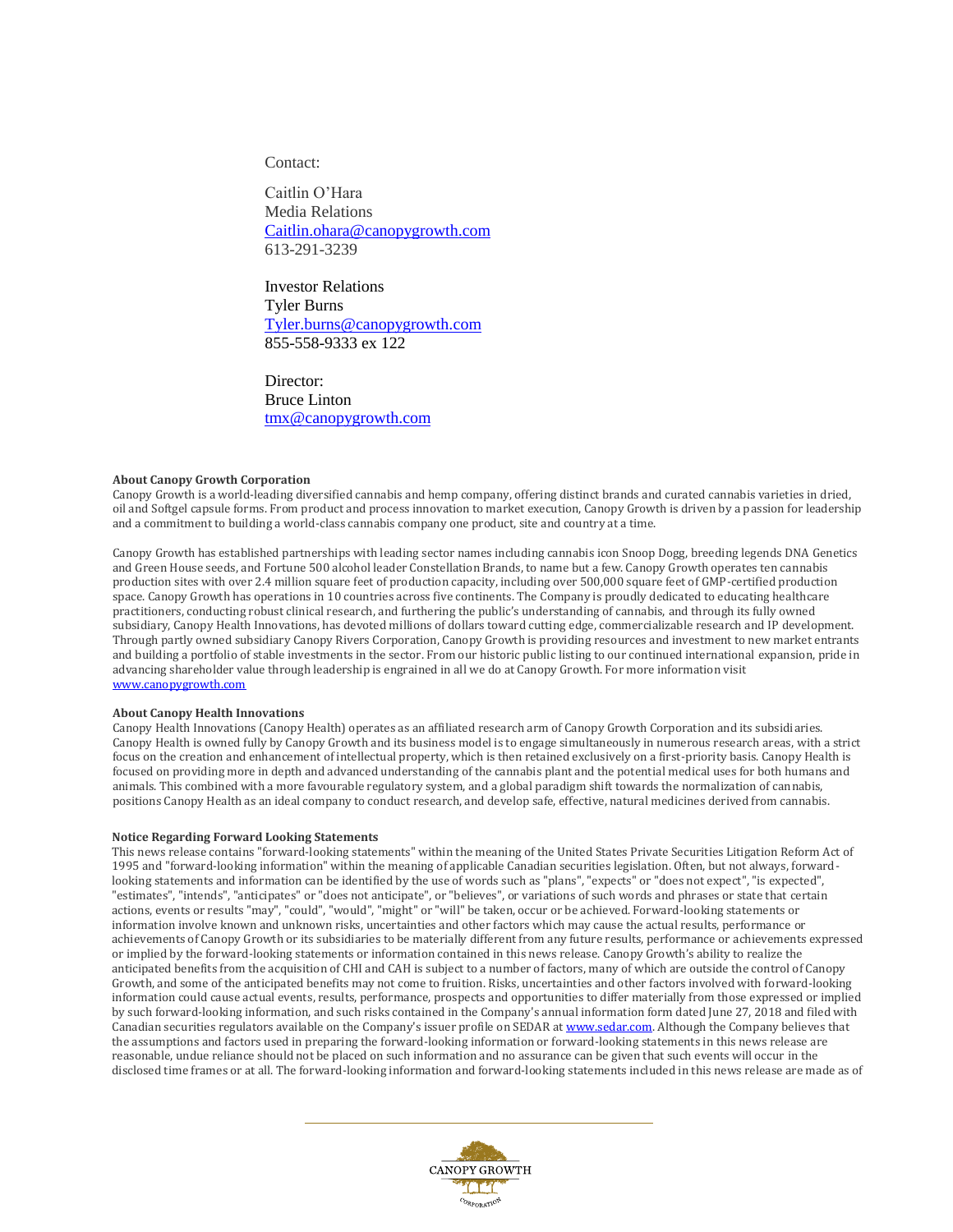Contact:

Caitlin O'Hara
Media Relations
Caitlin.ohara@canopygrowth.com
613-291-3239

Investor Relations
Tyler Burns
Tyler.burns@canopygrowth.com
855-558-9333 ex 122

Director:
Bruce Linton
tmx@canopygrowth.com

**About Canopy Growth Corporation**

Canopy Growth is a world-leading diversified cannabis and hemp company, offering distinct brands and curated cannabis varieties in dried, oil and Softgel capsule forms. From product and process innovation to market execution, Canopy Growth is driven by a passion for leadership and a commitment to building a world-class cannabis company one product, site and country at a time.

Canopy Growth has established partnerships with leading sector names including cannabis icon Snoop Dogg, breeding legends DNA Genetics and Green House seeds, and Fortune 500 alcohol leader Constellation Brands, to name but a few. Canopy Growth operates ten cannabis production sites with over 2.4 million square feet of production capacity, including over 500,000 square feet of GMP-certified production space. Canopy Growth has operations in 10 countries across five continents. The Company is proudly dedicated to educating healthcare practitioners, conducting robust clinical research, and furthering the public's understanding of cannabis, and through its fully owned subsidiary, Canopy Health Innovations, has devoted millions of dollars toward cutting edge, commercializable research and IP development. Through partly owned subsidiary Canopy Rivers Corporation, Canopy Growth is providing resources and investment to new market entrants and building a portfolio of stable investments in the sector. From our historic public listing to our continued international expansion, pride in advancing shareholder value through leadership is engrained in all we do at Canopy Growth. For more information visit www.canopygrowth.com

**About Canopy Health Innovations**

Canopy Health Innovations (Canopy Health) operates as an affiliated research arm of Canopy Growth Corporation and its subsidiaries. Canopy Health is owned fully by Canopy Growth and its business model is to engage simultaneously in numerous research areas, with a strict focus on the creation and enhancement of intellectual property, which is then retained exclusively on a first-priority basis. Canopy Health is focused on providing more in depth and advanced understanding of the cannabis plant and the potential medical uses for both humans and animals. This combined with a more favourable regulatory system, and a global paradigm shift towards the normalization of cannabis, positions Canopy Health as an ideal company to conduct research, and develop safe, effective, natural medicines derived from cannabis.

**Notice Regarding Forward Looking Statements**

This news release contains "forward-looking statements" within the meaning of the United States Private Securities Litigation Reform Act of 1995 and "forward-looking information" within the meaning of applicable Canadian securities legislation. Often, but not always, forward-looking statements and information can be identified by the use of words such as "plans", "expects" or "does not expect", "is expected", "estimates", "intends", "anticipates" or "does not anticipate", or "believes", or variations of such words and phrases or state that certain actions, events or results "may", "could", "would", "might" or "will" be taken, occur or be achieved. Forward-looking statements or information involve known and unknown risks, uncertainties and other factors which may cause the actual results, performance or achievements of Canopy Growth or its subsidiaries to be materially different from any future results, performance or achievements expressed or implied by the forward-looking statements or information contained in this news release. Canopy Growth's ability to realize the anticipated benefits from the acquisition of CHI and CAH is subject to a number of factors, many of which are outside the control of Canopy Growth, and some of the anticipated benefits may not come to fruition. Risks, uncertainties and other factors involved with forward-looking information could cause actual events, results, performance, prospects and opportunities to differ materially from those expressed or implied by such forward-looking information, and such risks contained in the Company's annual information form dated June 27, 2018 and filed with Canadian securities regulators available on the Company's issuer profile on SEDAR at www.sedar.com. Although the Company believes that the assumptions and factors used in preparing the forward-looking information or forward-looking statements in this news release are reasonable, undue reliance should not be placed on such information and no assurance can be given that such events will occur in the disclosed time frames or at all. The forward-looking information and forward-looking statements included in this news release are made as of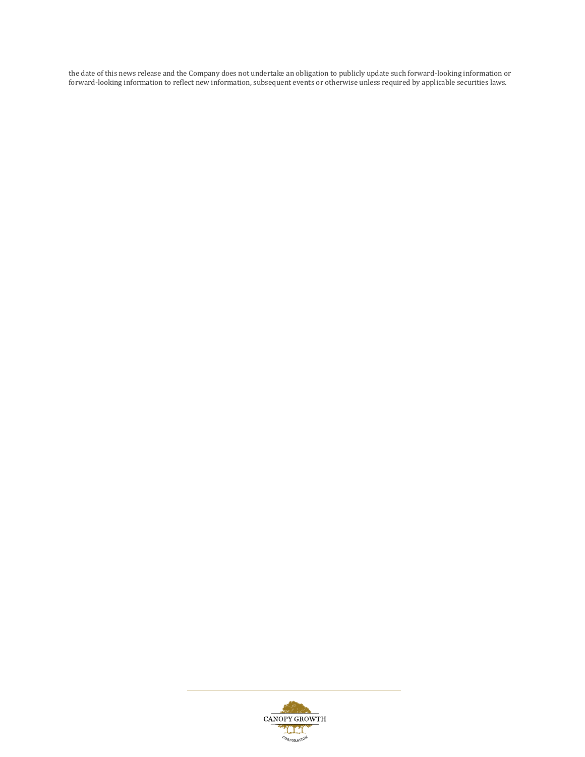the date of this news release and the Company does not undertake an obligation to publicly update such forward-looking information or forward-looking information to reflect new information, subsequent events or otherwise unless required by applicable securities laws.